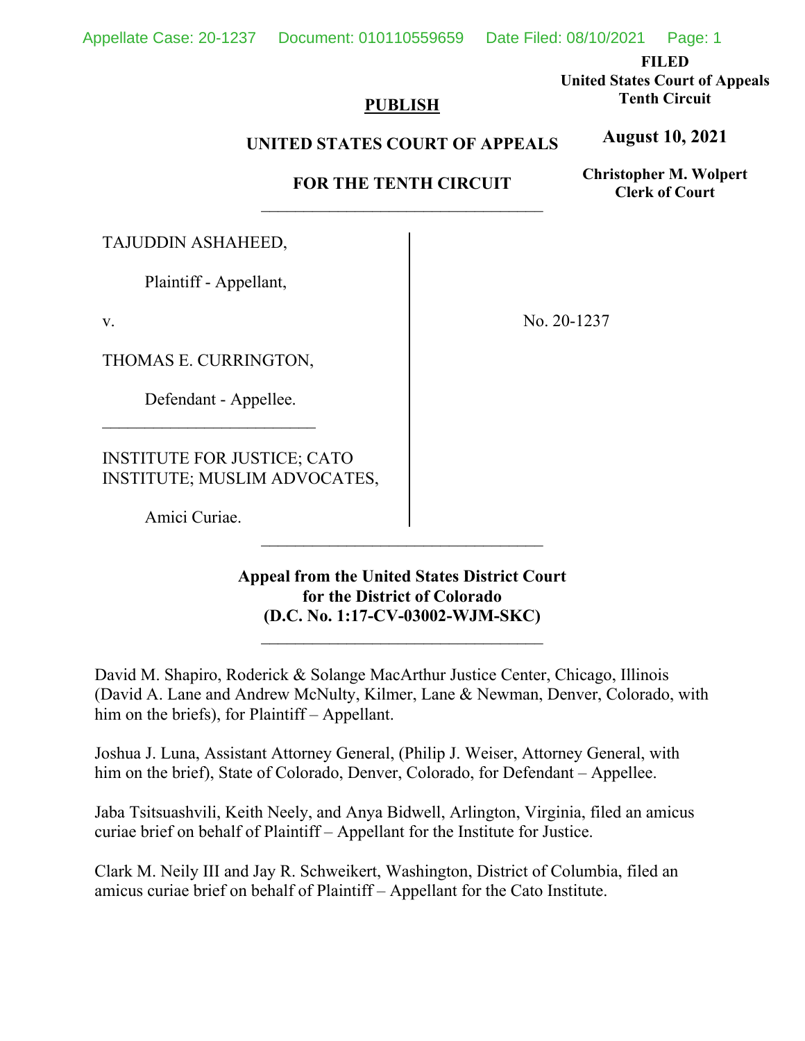**FILED**
**United States Court of Appeals**
**Tenth Circuit**

**August 10, 2021**

**Christopher M. Wolpert**
**Clerk of Court**

**PUBLISH**

**UNITED STATES COURT OF APPEALS**

**FOR THE TENTH CIRCUIT**

---

TAJUDDIN ASHAHEED,

Plaintiff - Appellant,

v.

THOMAS E. CURRINGTON,

Defendant - Appellee.

---

INSTITUTE FOR JUSTICE; CATO INSTITUTE; MUSLIM ADVOCATES,

Amici Curiae.

No. 20-1237

---

**Appeal from the United States District Court for the District of Colorado (D.C. No. 1:17-CV-03002-WJM-SKC)**

---

David M. Shapiro, Roderick & Solange MacArthur Justice Center, Chicago, Illinois (David A. Lane and Andrew McNulty, Kilmer, Lane & Newman, Denver, Colorado, with him on the briefs), for Plaintiff – Appellant.

Joshua J. Luna, Assistant Attorney General, (Philip J. Weiser, Attorney General, with him on the brief), State of Colorado, Denver, Colorado, for Defendant – Appellee.

Jaba Tsitsuashvili, Keith Neely, and Anya Bidwell, Arlington, Virginia, filed an amicus curiae brief on behalf of Plaintiff – Appellant for the Institute for Justice.

Clark M. Neily III and Jay R. Schweikert, Washington, District of Columbia, filed an amicus curiae brief on behalf of Plaintiff – Appellant for the Cato Institute.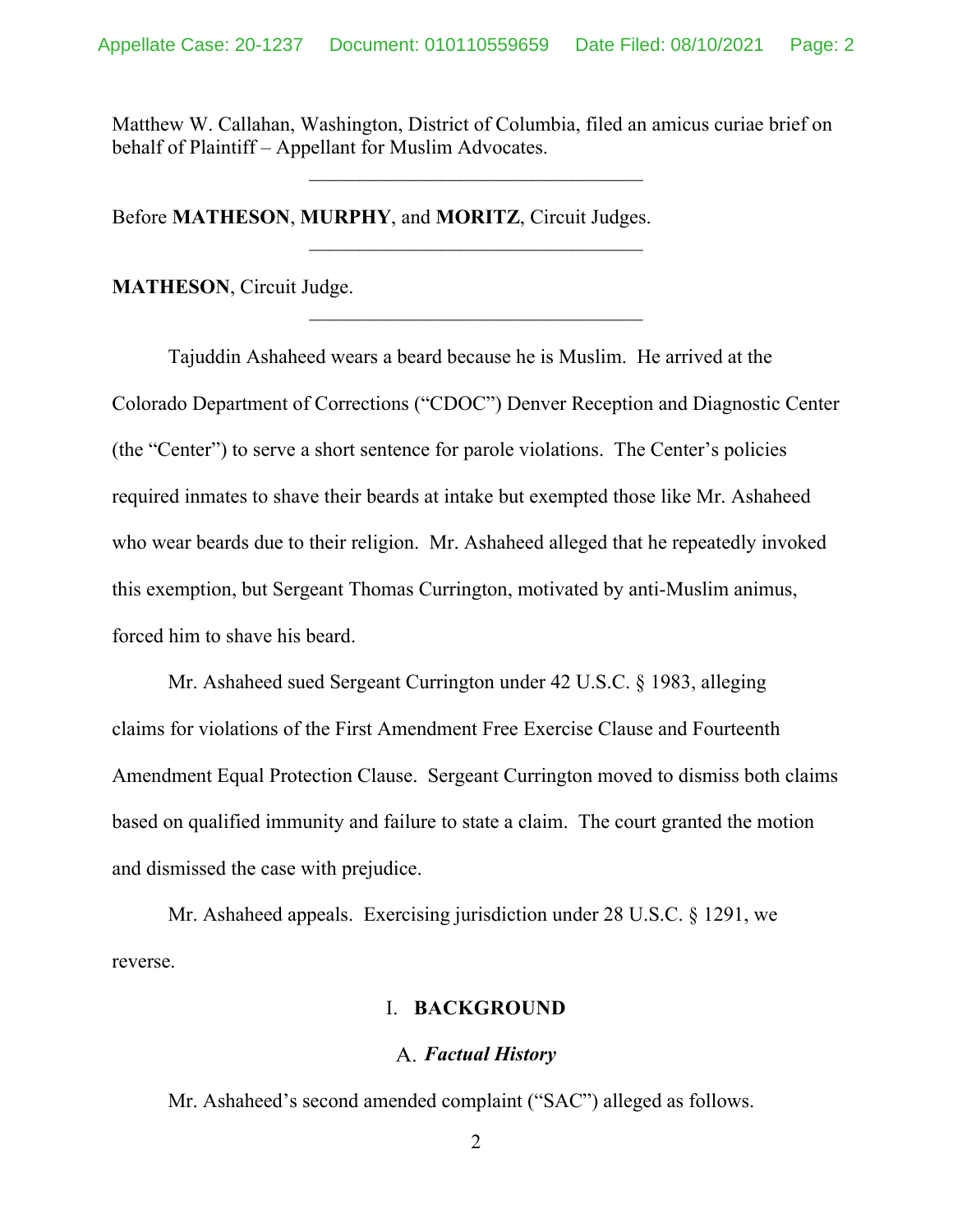Matthew W. Callahan, Washington, District of Columbia, filed an amicus curiae brief on behalf of Plaintiff – Appellant for Muslim Advocates.

---

Before **MATHESON**, **MURPHY**, and **MORITZ**, Circuit Judges.

---

**MATHESON**, Circuit Judge.

---

Tajuddin Ashaheed wears a beard because he is Muslim. He arrived at the Colorado Department of Corrections ("CDOC") Denver Reception and Diagnostic Center (the "Center") to serve a short sentence for parole violations. The Center's policies required inmates to shave their beards at intake but exempted those like Mr. Ashaheed who wear beards due to their religion. Mr. Ashaheed alleged that he repeatedly invoked this exemption, but Sergeant Thomas Currington, motivated by anti-Muslim animus, forced him to shave his beard.

Mr. Ashaheed sued Sergeant Currington under 42 U.S.C. § 1983, alleging claims for violations of the First Amendment Free Exercise Clause and Fourteenth Amendment Equal Protection Clause. Sergeant Currington moved to dismiss both claims based on qualified immunity and failure to state a claim. The court granted the motion and dismissed the case with prejudice.

Mr. Ashaheed appeals. Exercising jurisdiction under 28 U.S.C. § 1291, we reverse.

## I. BACKGROUND

### A. *Factual History*

Mr. Ashaheed's second amended complaint ("SAC") alleged as follows.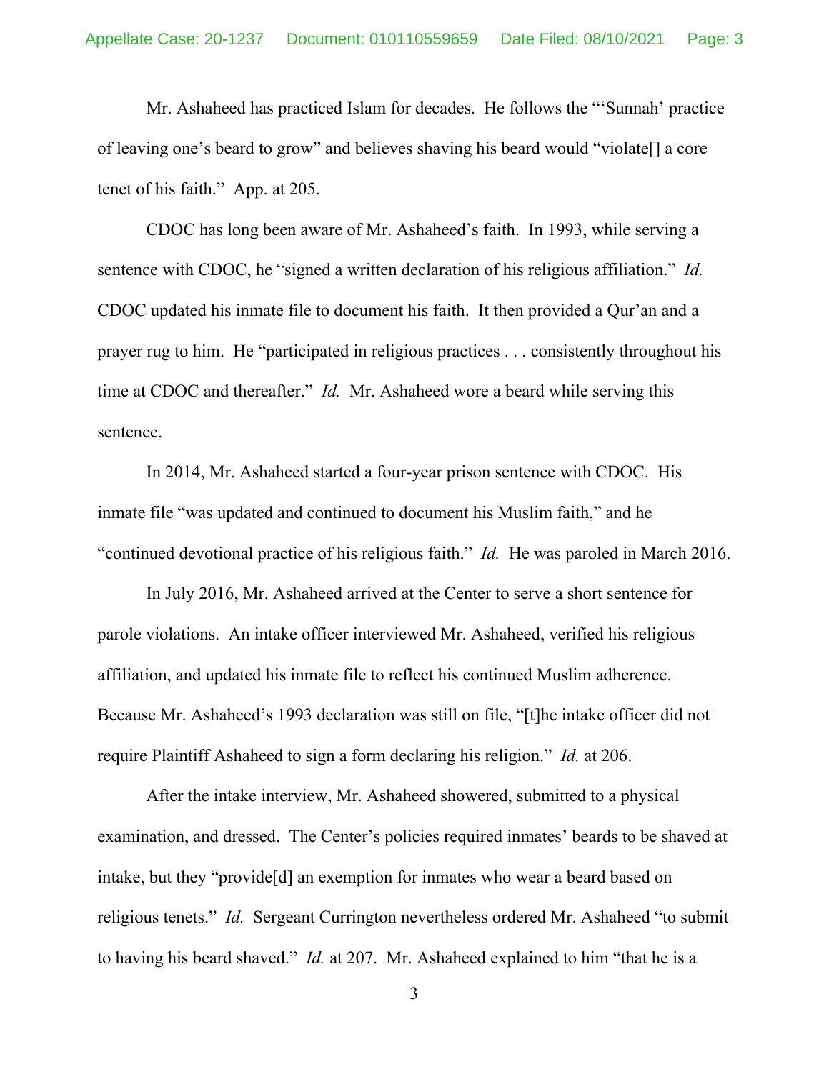Mr. Ashaheed has practiced Islam for decades. He follows the "'Sunnah' practice of leaving one's beard to grow" and believes shaving his beard would "violate[] a core tenet of his faith." App. at 205.

CDOC has long been aware of Mr. Ashaheed's faith. In 1993, while serving a sentence with CDOC, he "signed a written declaration of his religious affiliation." *Id.* CDOC updated his inmate file to document his faith. It then provided a Qur'an and a prayer rug to him. He "participated in religious practices . . . consistently throughout his time at CDOC and thereafter." *Id.* Mr. Ashaheed wore a beard while serving this sentence.

In 2014, Mr. Ashaheed started a four-year prison sentence with CDOC. His inmate file "was updated and continued to document his Muslim faith," and he "continued devotional practice of his religious faith." *Id.* He was paroled in March 2016.

In July 2016, Mr. Ashaheed arrived at the Center to serve a short sentence for parole violations. An intake officer interviewed Mr. Ashaheed, verified his religious affiliation, and updated his inmate file to reflect his continued Muslim adherence. Because Mr. Ashaheed's 1993 declaration was still on file, "[t]he intake officer did not require Plaintiff Ashaheed to sign a form declaring his religion." *Id.* at 206.

After the intake interview, Mr. Ashaheed showered, submitted to a physical examination, and dressed. The Center's policies required inmates' beards to be shaved at intake, but they "provide[d] an exemption for inmates who wear a beard based on religious tenets." *Id.* Sergeant Currington nevertheless ordered Mr. Ashaheed "to submit to having his beard shaved." *Id.* at 207. Mr. Ashaheed explained to him "that he is a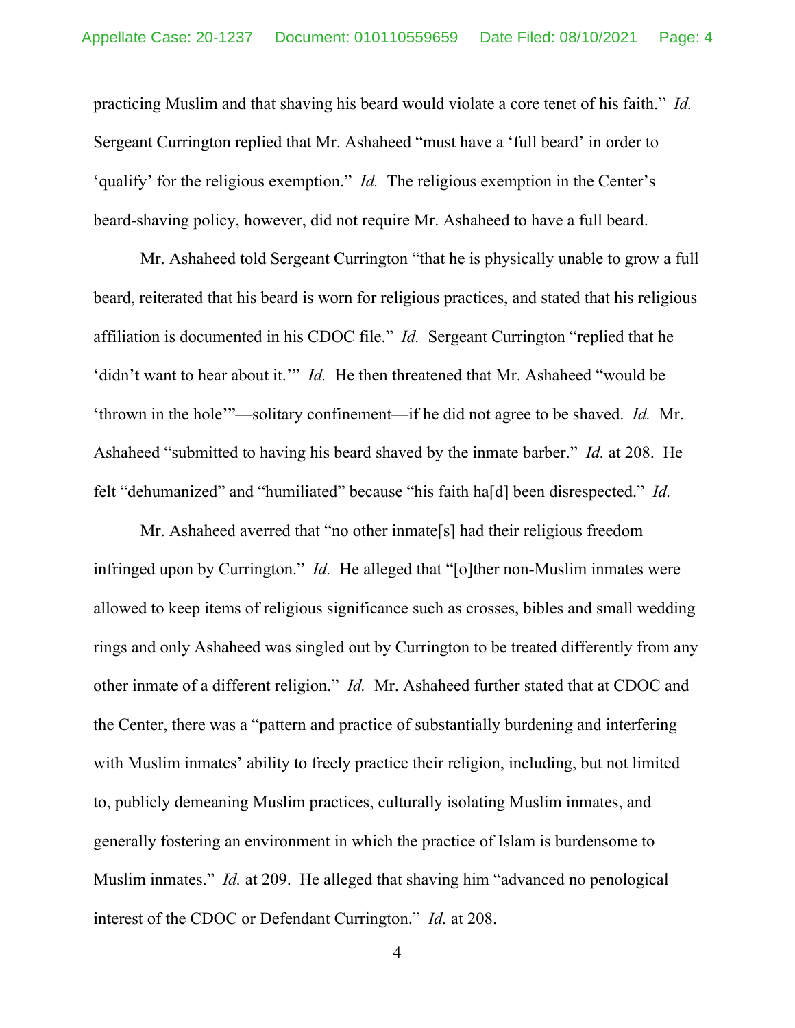practicing Muslim and that shaving his beard would violate a core tenet of his faith." *Id.* Sergeant Currington replied that Mr. Ashaheed "must have a 'full beard' in order to 'qualify' for the religious exemption." *Id.* The religious exemption in the Center's beard-shaving policy, however, did not require Mr. Ashaheed to have a full beard.

Mr. Ashaheed told Sergeant Currington "that he is physically unable to grow a full beard, reiterated that his beard is worn for religious practices, and stated that his religious affiliation is documented in his CDOC file." *Id.* Sergeant Currington "replied that he 'didn't want to hear about it.'" *Id.* He then threatened that Mr. Ashaheed "would be 'thrown in the hole'"—solitary confinement—if he did not agree to be shaved. *Id.* Mr. Ashaheed "submitted to having his beard shaved by the inmate barber." *Id.* at 208. He felt "dehumanized" and "humiliated" because "his faith ha[d] been disrespected." *Id.*

Mr. Ashaheed averred that "no other inmate[s] had their religious freedom infringed upon by Currington." *Id.* He alleged that "[o]ther non-Muslim inmates were allowed to keep items of religious significance such as crosses, bibles and small wedding rings and only Ashaheed was singled out by Currington to be treated differently from any other inmate of a different religion." *Id.* Mr. Ashaheed further stated that at CDOC and the Center, there was a "pattern and practice of substantially burdening and interfering with Muslim inmates' ability to freely practice their religion, including, but not limited to, publicly demeaning Muslim practices, culturally isolating Muslim inmates, and generally fostering an environment in which the practice of Islam is burdensome to Muslim inmates." *Id.* at 209. He alleged that shaving him "advanced no penological interest of the CDOC or Defendant Currington." *Id.* at 208.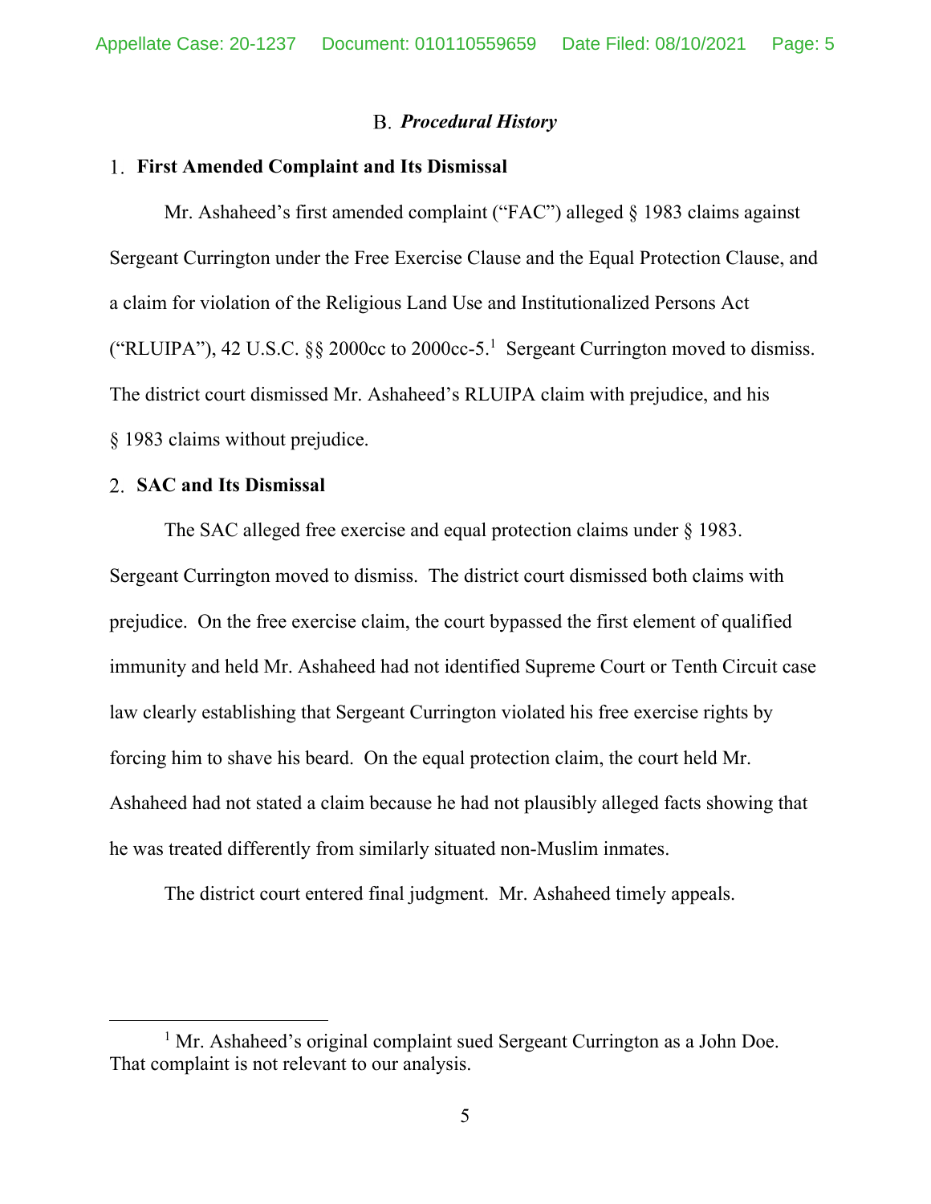### B. *Procedural History*

#### 1. **First Amended Complaint and Its Dismissal**

Mr. Ashaheed's first amended complaint ("FAC") alleged § 1983 claims against Sergeant Currington under the Free Exercise Clause and the Equal Protection Clause, and a claim for violation of the Religious Land Use and Institutionalized Persons Act ("RLUIPA"), 42 U.S.C. §§ 2000cc to 2000cc-5.[1] Sergeant Currington moved to dismiss. The district court dismissed Mr. Ashaheed's RLUIPA claim with prejudice, and his § 1983 claims without prejudice.

#### 2. **SAC and Its Dismissal**

The SAC alleged free exercise and equal protection claims under § 1983. Sergeant Currington moved to dismiss. The district court dismissed both claims with prejudice. On the free exercise claim, the court bypassed the first element of qualified immunity and held Mr. Ashaheed had not identified Supreme Court or Tenth Circuit case law clearly establishing that Sergeant Currington violated his free exercise rights by forcing him to shave his beard. On the equal protection claim, the court held Mr. Ashaheed had not stated a claim because he had not plausibly alleged facts showing that he was treated differently from similarly situated non-Muslim inmates.

The district court entered final judgment. Mr. Ashaheed timely appeals.

---

[1] Mr. Ashaheed's original complaint sued Sergeant Currington as a John Doe. That complaint is not relevant to our analysis.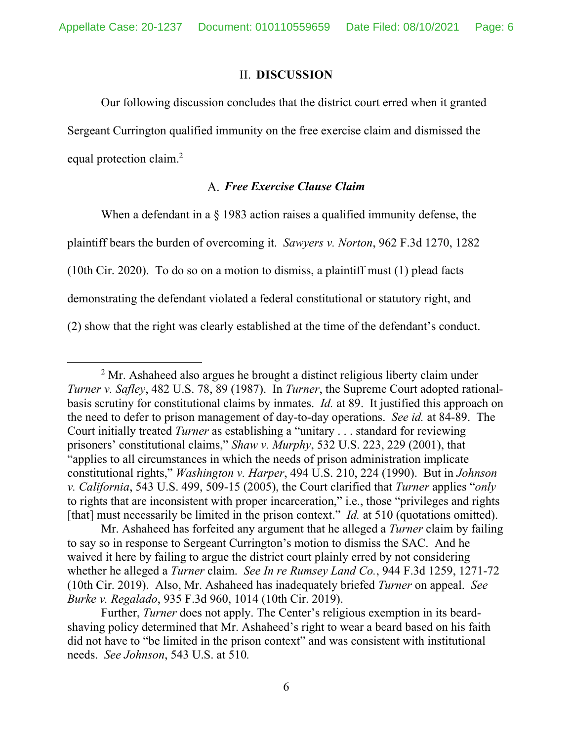## II. DISCUSSION

Our following discussion concludes that the district court erred when it granted Sergeant Currington qualified immunity on the free exercise claim and dismissed the equal protection claim.[2]

### A. *Free Exercise Clause Claim*

When a defendant in a § 1983 action raises a qualified immunity defense, the plaintiff bears the burden of overcoming it. *Sawyers v. Norton*, 962 F.3d 1270, 1282 (10th Cir. 2020). To do so on a motion to dismiss, a plaintiff must (1) plead facts demonstrating the defendant violated a federal constitutional or statutory right, and (2) show that the right was clearly established at the time of the defendant's conduct.

---

[2] Mr. Ashaheed also argues he brought a distinct religious liberty claim under *Turner v. Safley*, 482 U.S. 78, 89 (1987). In *Turner*, the Supreme Court adopted rational-basis scrutiny for constitutional claims by inmates. *Id.* at 89. It justified this approach on the need to defer to prison management of day-to-day operations. *See id.* at 84-89. The Court initially treated *Turner* as establishing a "unitary . . . standard for reviewing prisoners' constitutional claims," *Shaw v. Murphy*, 532 U.S. 223, 229 (2001), that "applies to all circumstances in which the needs of prison administration implicate constitutional rights," *Washington v. Harper*, 494 U.S. 210, 224 (1990). But in *Johnson v. California*, 543 U.S. 499, 509-15 (2005), the Court clarified that *Turner* applies "*only* to rights that are inconsistent with proper incarceration," i.e., those "privileges and rights [that] must necessarily be limited in the prison context." *Id.* at 510 (quotations omitted).

Mr. Ashaheed has forfeited any argument that he alleged a *Turner* claim by failing to say so in response to Sergeant Currington's motion to dismiss the SAC. And he waived it here by failing to argue the district court plainly erred by not considering whether he alleged a *Turner* claim. *See In re Rumsey Land Co.*, 944 F.3d 1259, 1271-72 (10th Cir. 2019). Also, Mr. Ashaheed has inadequately briefed *Turner* on appeal. *See Burke v. Regalado*, 935 F.3d 960, 1014 (10th Cir. 2019).

Further, *Turner* does not apply. The Center's religious exemption in its beard-shaving policy determined that Mr. Ashaheed's right to wear a beard based on his faith did not have to "be limited in the prison context" and was consistent with institutional needs. *See Johnson*, 543 U.S. at 510.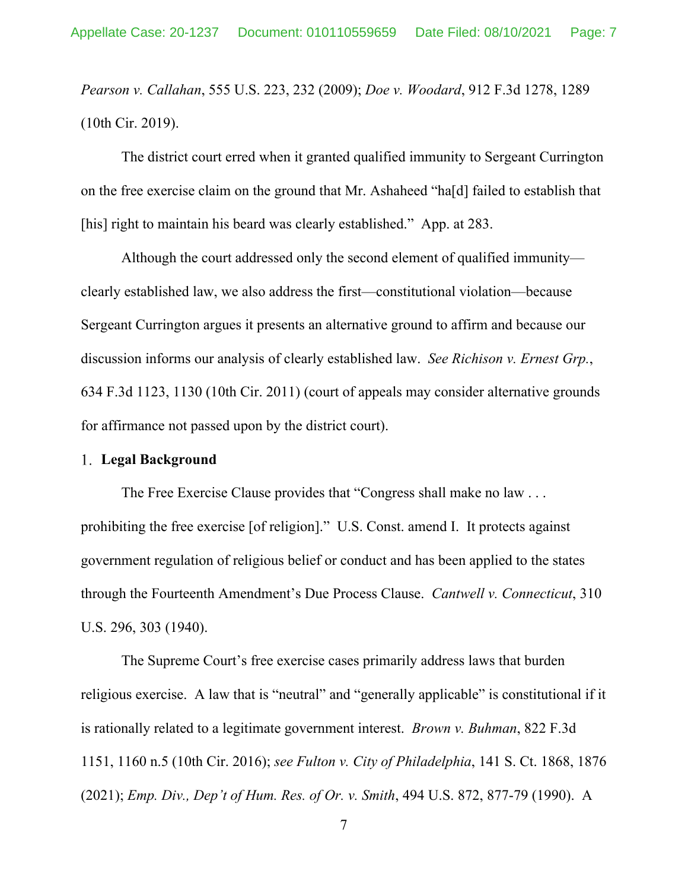*Pearson v. Callahan*, 555 U.S. 223, 232 (2009); *Doe v. Woodard*, 912 F.3d 1278, 1289 (10th Cir. 2019).

The district court erred when it granted qualified immunity to Sergeant Currington on the free exercise claim on the ground that Mr. Ashaheed "ha[d] failed to establish that [his] right to maintain his beard was clearly established." App. at 283.

Although the court addressed only the second element of qualified immunity—clearly established law, we also address the first—constitutional violation—because Sergeant Currington argues it presents an alternative ground to affirm and because our discussion informs our analysis of clearly established law. *See Richison v. Ernest Grp.*, 634 F.3d 1123, 1130 (10th Cir. 2011) (court of appeals may consider alternative grounds for affirmance not passed upon by the district court).

1. **Legal Background**

The Free Exercise Clause provides that "Congress shall make no law . . . prohibiting the free exercise [of religion]." U.S. Const. amend I. It protects against government regulation of religious belief or conduct and has been applied to the states through the Fourteenth Amendment's Due Process Clause. *Cantwell v. Connecticut*, 310 U.S. 296, 303 (1940).

The Supreme Court's free exercise cases primarily address laws that burden religious exercise. A law that is "neutral" and "generally applicable" is constitutional if it is rationally related to a legitimate government interest. *Brown v. Buhman*, 822 F.3d 1151, 1160 n.5 (10th Cir. 2016); *see Fulton v. City of Philadelphia*, 141 S. Ct. 1868, 1876 (2021); *Emp. Div., Dep't of Hum. Res. of Or. v. Smith*, 494 U.S. 872, 877-79 (1990). A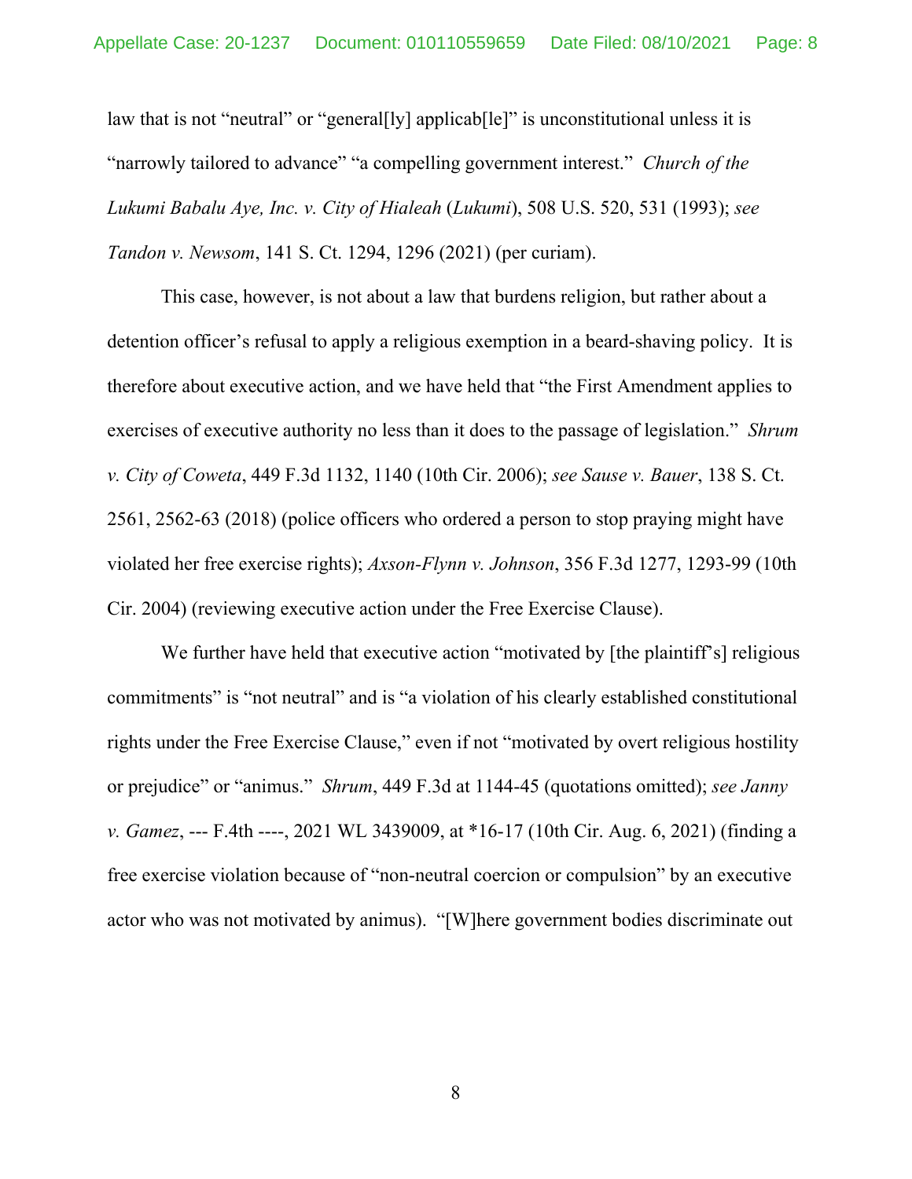law that is not "neutral" or "general[ly] applicab[le]" is unconstitutional unless it is "narrowly tailored to advance" "a compelling government interest." *Church of the Lukumi Babalu Aye, Inc. v. City of Hialeah* (*Lukumi*), 508 U.S. 520, 531 (1993); *see Tandon v. Newsom*, 141 S. Ct. 1294, 1296 (2021) (per curiam).

This case, however, is not about a law that burdens religion, but rather about a detention officer's refusal to apply a religious exemption in a beard-shaving policy. It is therefore about executive action, and we have held that "the First Amendment applies to exercises of executive authority no less than it does to the passage of legislation." *Shrum v. City of Coweta*, 449 F.3d 1132, 1140 (10th Cir. 2006); *see Sause v. Bauer*, 138 S. Ct. 2561, 2562-63 (2018) (police officers who ordered a person to stop praying might have violated her free exercise rights); *Axson-Flynn v. Johnson*, 356 F.3d 1277, 1293-99 (10th Cir. 2004) (reviewing executive action under the Free Exercise Clause).

We further have held that executive action "motivated by [the plaintiff's] religious commitments" is "not neutral" and is "a violation of his clearly established constitutional rights under the Free Exercise Clause," even if not "motivated by overt religious hostility or prejudice" or "animus." *Shrum*, 449 F.3d at 1144-45 (quotations omitted); *see Janny v. Gamez*, --- F.4th ----, 2021 WL 3439009, at *16-17 (10th Cir. Aug. 6, 2021) (finding a free exercise violation because of "non-neutral coercion or compulsion" by an executive actor who was not motivated by animus). "[W]here government bodies discriminate out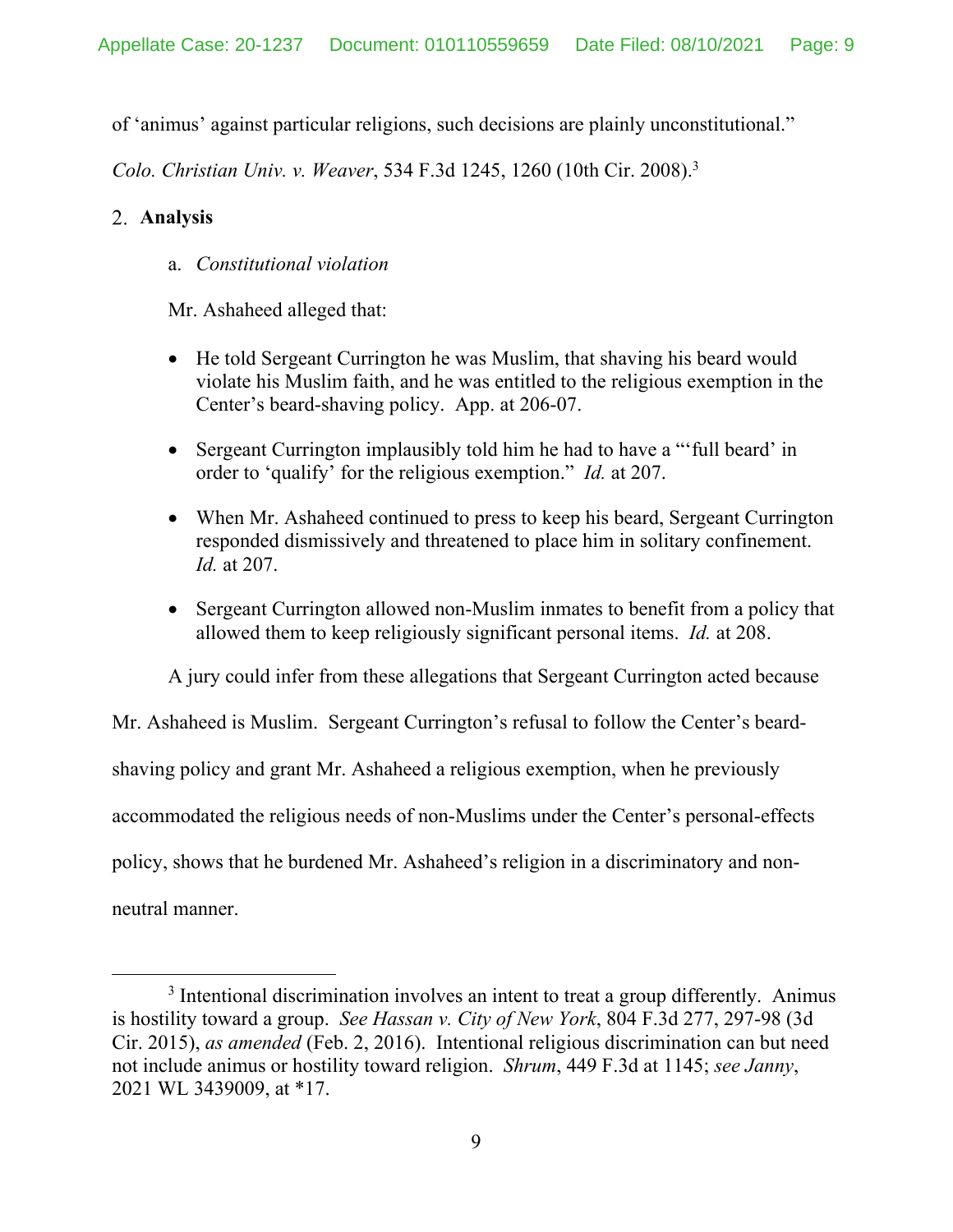of 'animus' against particular religions, such decisions are plainly unconstitutional." *Colo. Christian Univ. v. Weaver*, 534 F.3d 1245, 1260 (10th Cir. 2008).[3]

## 2. Analysis

### a. *Constitutional violation*

Mr. Ashaheed alleged that:

- He told Sergeant Currington he was Muslim, that shaving his beard would violate his Muslim faith, and he was entitled to the religious exemption in the Center's beard-shaving policy. App. at 206-07.
- Sergeant Currington implausibly told him he had to have a "'full beard' in order to 'qualify' for the religious exemption." *Id.* at 207.
- When Mr. Ashaheed continued to press to keep his beard, Sergeant Currington responded dismissively and threatened to place him in solitary confinement. *Id.* at 207.
- Sergeant Currington allowed non-Muslim inmates to benefit from a policy that allowed them to keep religiously significant personal items. *Id.* at 208.

A jury could infer from these allegations that Sergeant Currington acted because Mr. Ashaheed is Muslim. Sergeant Currington's refusal to follow the Center's beard-shaving policy and grant Mr. Ashaheed a religious exemption, when he previously accommodated the religious needs of non-Muslims under the Center's personal-effects policy, shows that he burdened Mr. Ashaheed's religion in a discriminatory and non-neutral manner.

---

[3] Intentional discrimination involves an intent to treat a group differently. Animus is hostility toward a group. *See Hassan v. City of New York*, 804 F.3d 277, 297-98 (3d Cir. 2015), *as amended* (Feb. 2, 2016). Intentional religious discrimination can but need not include animus or hostility toward religion. *Shrum*, 449 F.3d at 1145; *see Janny*, 2021 WL 3439009, at *17.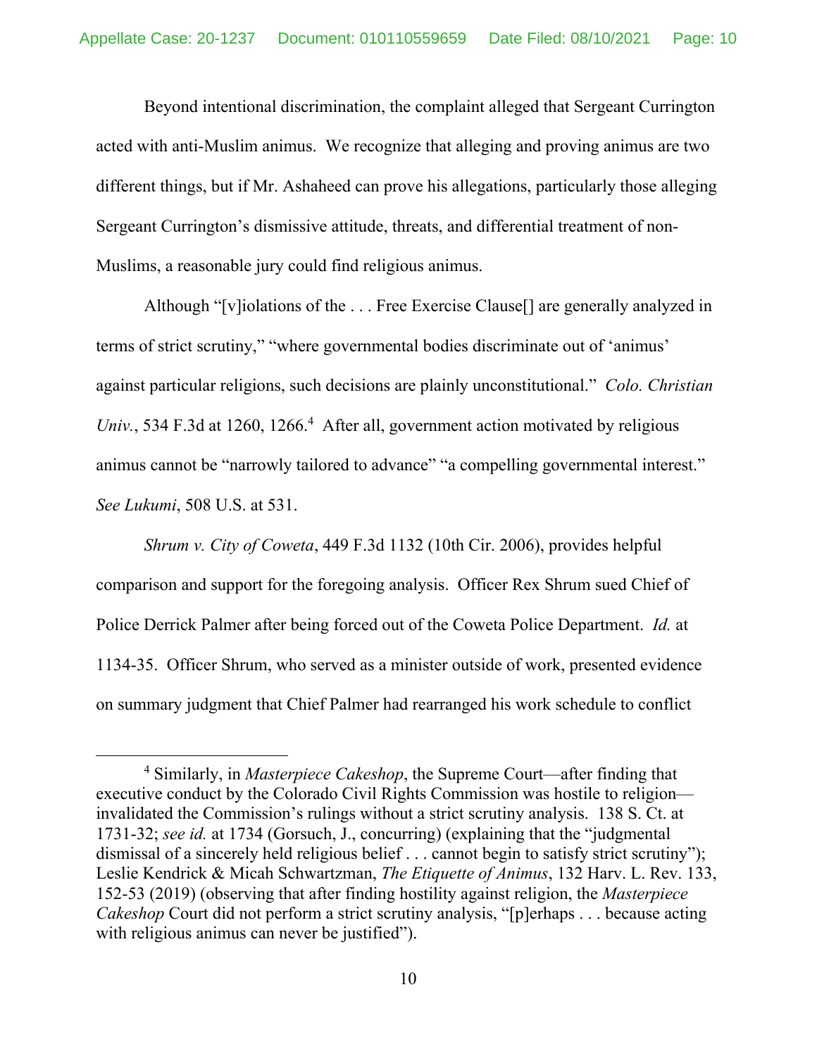Beyond intentional discrimination, the complaint alleged that Sergeant Currington acted with anti-Muslim animus. We recognize that alleging and proving animus are two different things, but if Mr. Ashaheed can prove his allegations, particularly those alleging Sergeant Currington's dismissive attitude, threats, and differential treatment of non-Muslims, a reasonable jury could find religious animus.

Although "[v]iolations of the . . . Free Exercise Clause[] are generally analyzed in terms of strict scrutiny," "where governmental bodies discriminate out of 'animus' against particular religions, such decisions are plainly unconstitutional." *Colo. Christian Univ.*, 534 F.3d at 1260, 1266.[4] After all, government action motivated by religious animus cannot be "narrowly tailored to advance" "a compelling governmental interest." *See Lukumi*, 508 U.S. at 531.

*Shrum v. City of Coweta*, 449 F.3d 1132 (10th Cir. 2006), provides helpful comparison and support for the foregoing analysis. Officer Rex Shrum sued Chief of Police Derrick Palmer after being forced out of the Coweta Police Department. *Id.* at 1134-35. Officer Shrum, who served as a minister outside of work, presented evidence on summary judgment that Chief Palmer had rearranged his work schedule to conflict

---

[4] Similarly, in *Masterpiece Cakeshop*, the Supreme Court—after finding that executive conduct by the Colorado Civil Rights Commission was hostile to religion—invalidated the Commission's rulings without a strict scrutiny analysis. 138 S. Ct. at 1731-32; *see id.* at 1734 (Gorsuch, J., concurring) (explaining that the "judgmental dismissal of a sincerely held religious belief . . . cannot begin to satisfy strict scrutiny"); Leslie Kendrick & Micah Schwartzman, *The Etiquette of Animus*, 132 Harv. L. Rev. 133, 152-53 (2019) (observing that after finding hostility against religion, the *Masterpiece Cakeshop* Court did not perform a strict scrutiny analysis, "[p]erhaps . . . because acting with religious animus can never be justified").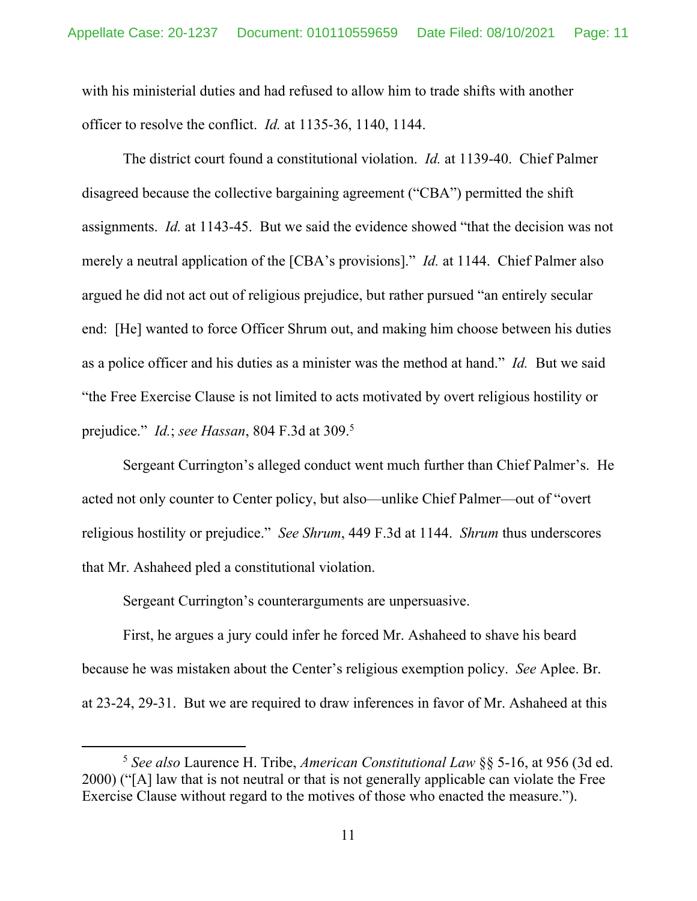with his ministerial duties and had refused to allow him to trade shifts with another officer to resolve the conflict. *Id.* at 1135-36, 1140, 1144.

The district court found a constitutional violation. *Id.* at 1139-40. Chief Palmer disagreed because the collective bargaining agreement ("CBA") permitted the shift assignments. *Id.* at 1143-45. But we said the evidence showed "that the decision was not merely a neutral application of the [CBA's provisions]." *Id.* at 1144. Chief Palmer also argued he did not act out of religious prejudice, but rather pursued "an entirely secular end: [He] wanted to force Officer Shrum out, and making him choose between his duties as a police officer and his duties as a minister was the method at hand." *Id.* But we said "the Free Exercise Clause is not limited to acts motivated by overt religious hostility or prejudice." *Id.*; *see Hassan*, 804 F.3d at 309.[5]

Sergeant Currington's alleged conduct went much further than Chief Palmer's. He acted not only counter to Center policy, but also—unlike Chief Palmer—out of "overt religious hostility or prejudice." *See Shrum*, 449 F.3d at 1144. *Shrum* thus underscores that Mr. Ashaheed pled a constitutional violation.

Sergeant Currington's counterarguments are unpersuasive.

First, he argues a jury could infer he forced Mr. Ashaheed to shave his beard because he was mistaken about the Center's religious exemption policy. *See* Aplee. Br. at 23-24, 29-31. But we are required to draw inferences in favor of Mr. Ashaheed at this

[5] *See also* Laurence H. Tribe, *American Constitutional Law* §§ 5-16, at 956 (3d ed. 2000) ("[A] law that is not neutral or that is not generally applicable can violate the Free Exercise Clause without regard to the motives of those who enacted the measure.").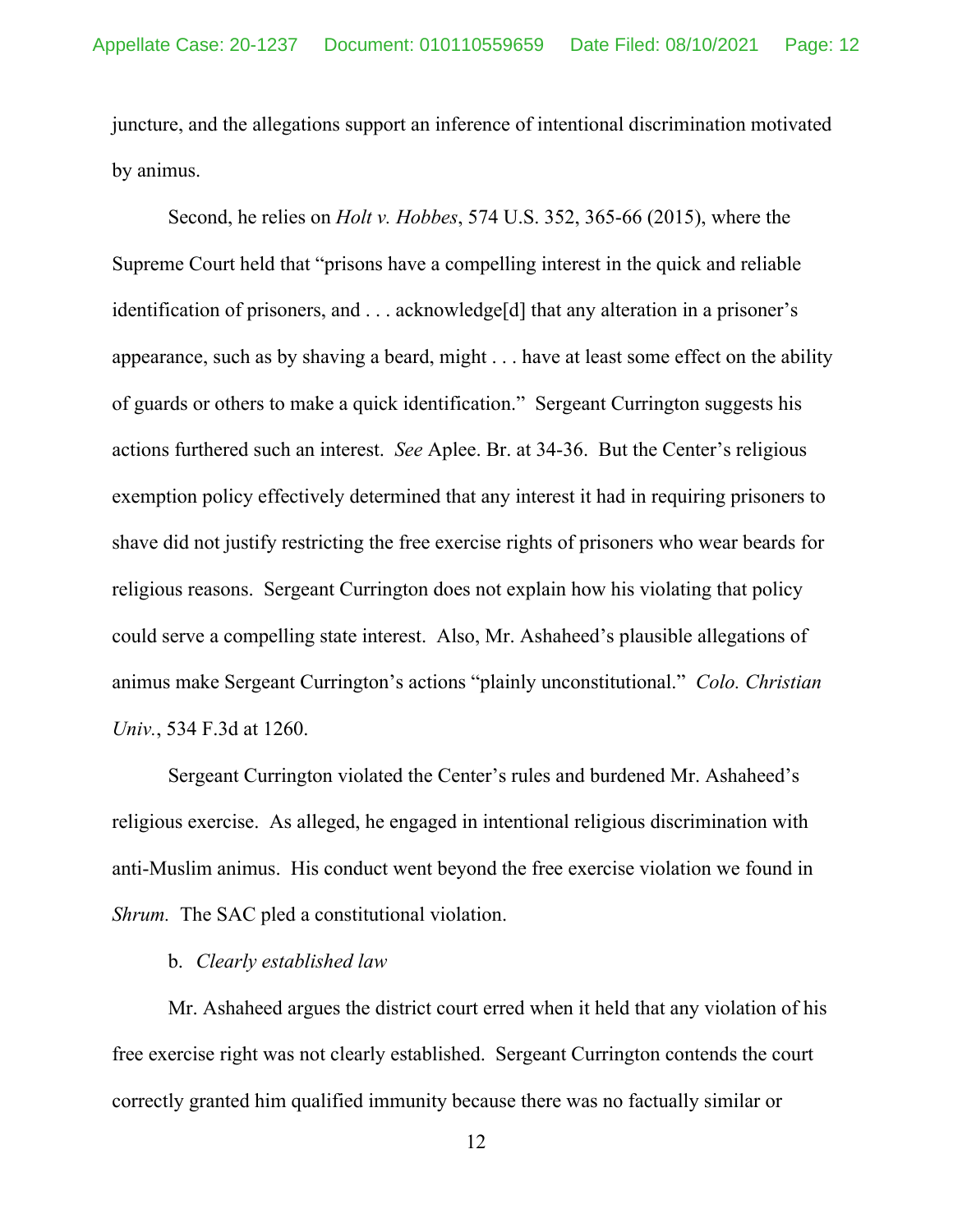juncture, and the allegations support an inference of intentional discrimination motivated by animus.

Second, he relies on *Holt v. Hobbes*, 574 U.S. 352, 365-66 (2015), where the Supreme Court held that "prisons have a compelling interest in the quick and reliable identification of prisoners, and . . . acknowledge[d] that any alteration in a prisoner's appearance, such as by shaving a beard, might . . . have at least some effect on the ability of guards or others to make a quick identification." Sergeant Currington suggests his actions furthered such an interest. *See* Aplee. Br. at 34-36. But the Center's religious exemption policy effectively determined that any interest it had in requiring prisoners to shave did not justify restricting the free exercise rights of prisoners who wear beards for religious reasons. Sergeant Currington does not explain how his violating that policy could serve a compelling state interest. Also, Mr. Ashaheed's plausible allegations of animus make Sergeant Currington's actions "plainly unconstitutional." *Colo. Christian Univ.*, 534 F.3d at 1260.

Sergeant Currington violated the Center's rules and burdened Mr. Ashaheed's religious exercise. As alleged, he engaged in intentional religious discrimination with anti-Muslim animus. His conduct went beyond the free exercise violation we found in *Shrum.* The SAC pled a constitutional violation.

b. *Clearly established law*

Mr. Ashaheed argues the district court erred when it held that any violation of his free exercise right was not clearly established. Sergeant Currington contends the court correctly granted him qualified immunity because there was no factually similar or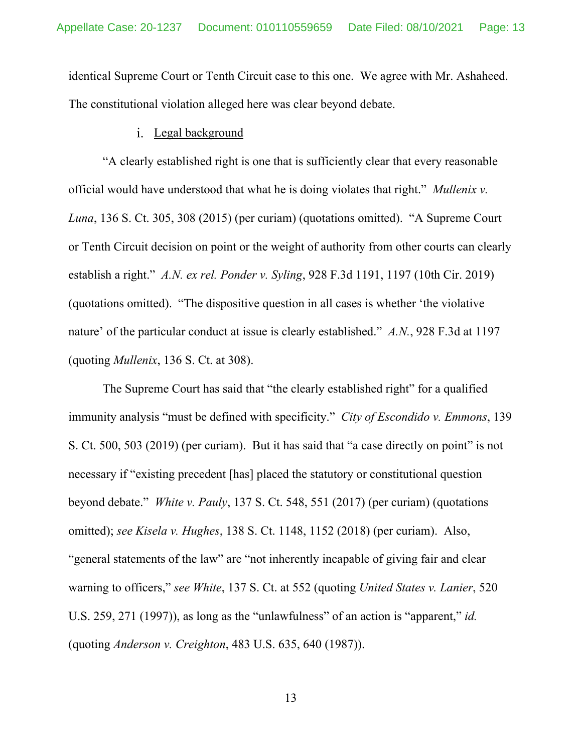identical Supreme Court or Tenth Circuit case to this one. We agree with Mr. Ashaheed. The constitutional violation alleged here was clear beyond debate.

i. Legal background

"A clearly established right is one that is sufficiently clear that every reasonable official would have understood that what he is doing violates that right." *Mullenix v. Luna*, 136 S. Ct. 305, 308 (2015) (per curiam) (quotations omitted). "A Supreme Court or Tenth Circuit decision on point or the weight of authority from other courts can clearly establish a right." *A.N. ex rel. Ponder v. Syling*, 928 F.3d 1191, 1197 (10th Cir. 2019) (quotations omitted). "The dispositive question in all cases is whether 'the violative nature' of the particular conduct at issue is clearly established." *A.N.*, 928 F.3d at 1197 (quoting *Mullenix*, 136 S. Ct. at 308).

The Supreme Court has said that "the clearly established right" for a qualified immunity analysis "must be defined with specificity." *City of Escondido v. Emmons*, 139 S. Ct. 500, 503 (2019) (per curiam). But it has said that "a case directly on point" is not necessary if "existing precedent [has] placed the statutory or constitutional question beyond debate." *White v. Pauly*, 137 S. Ct. 548, 551 (2017) (per curiam) (quotations omitted); *see Kisela v. Hughes*, 138 S. Ct. 1148, 1152 (2018) (per curiam). Also, "general statements of the law" are "not inherently incapable of giving fair and clear warning to officers," *see White*, 137 S. Ct. at 552 (quoting *United States v. Lanier*, 520 U.S. 259, 271 (1997)), as long as the "unlawfulness" of an action is "apparent," *id.* (quoting *Anderson v. Creighton*, 483 U.S. 635, 640 (1987)).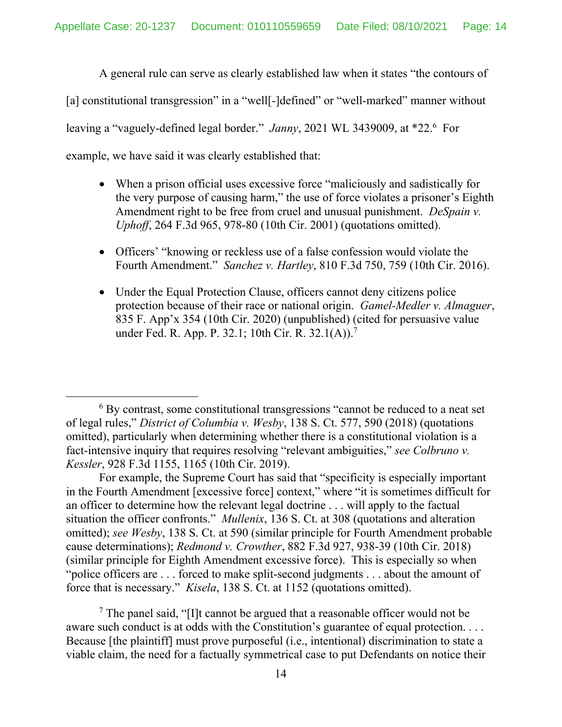A general rule can serve as clearly established law when it states "the contours of [a] constitutional transgression" in a "well[-]defined" or "well-marked" manner without leaving a "vaguely-defined legal border." *Janny*, 2021 WL 3439009, at *22.[6] For example, we have said it was clearly established that:

- When a prison official uses excessive force "maliciously and sadistically for the very purpose of causing harm," the use of force violates a prisoner's Eighth Amendment right to be free from cruel and unusual punishment. *DeSpain v. Uphoff*, 264 F.3d 965, 978-80 (10th Cir. 2001) (quotations omitted).

- Officers' "knowing or reckless use of a false confession would violate the Fourth Amendment." *Sanchez v. Hartley*, 810 F.3d 750, 759 (10th Cir. 2016).

- Under the Equal Protection Clause, officers cannot deny citizens police protection because of their race or national origin. *Gamel-Medler v. Almaguer*, 835 F. App'x 354 (10th Cir. 2020) (unpublished) (cited for persuasive value under Fed. R. App. P. 32.1; 10th Cir. R. 32.1(A)).[7]

---

[6] By contrast, some constitutional transgressions "cannot be reduced to a neat set of legal rules," *District of Columbia v. Wesby*, 138 S. Ct. 577, 590 (2018) (quotations omitted), particularly when determining whether there is a constitutional violation is a fact-intensive inquiry that requires resolving "relevant ambiguities," *see Colbruno v. Kessler*, 928 F.3d 1155, 1165 (10th Cir. 2019).

For example, the Supreme Court has said that "specificity is especially important in the Fourth Amendment [excessive force] context," where "it is sometimes difficult for an officer to determine how the relevant legal doctrine . . . will apply to the factual situation the officer confronts." *Mullenix*, 136 S. Ct. at 308 (quotations and alteration omitted); *see Wesby*, 138 S. Ct. at 590 (similar principle for Fourth Amendment probable cause determinations); *Redmond v. Crowther*, 882 F.3d 927, 938-39 (10th Cir. 2018) (similar principle for Eighth Amendment excessive force). This is especially so when "police officers are . . . forced to make split-second judgments . . . about the amount of force that is necessary." *Kisela*, 138 S. Ct. at 1152 (quotations omitted).

[7] The panel said, "[I]t cannot be argued that a reasonable officer would not be aware such conduct is at odds with the Constitution's guarantee of equal protection. . . . Because [the plaintiff] must prove purposeful (i.e., intentional) discrimination to state a viable claim, the need for a factually symmetrical case to put Defendants on notice their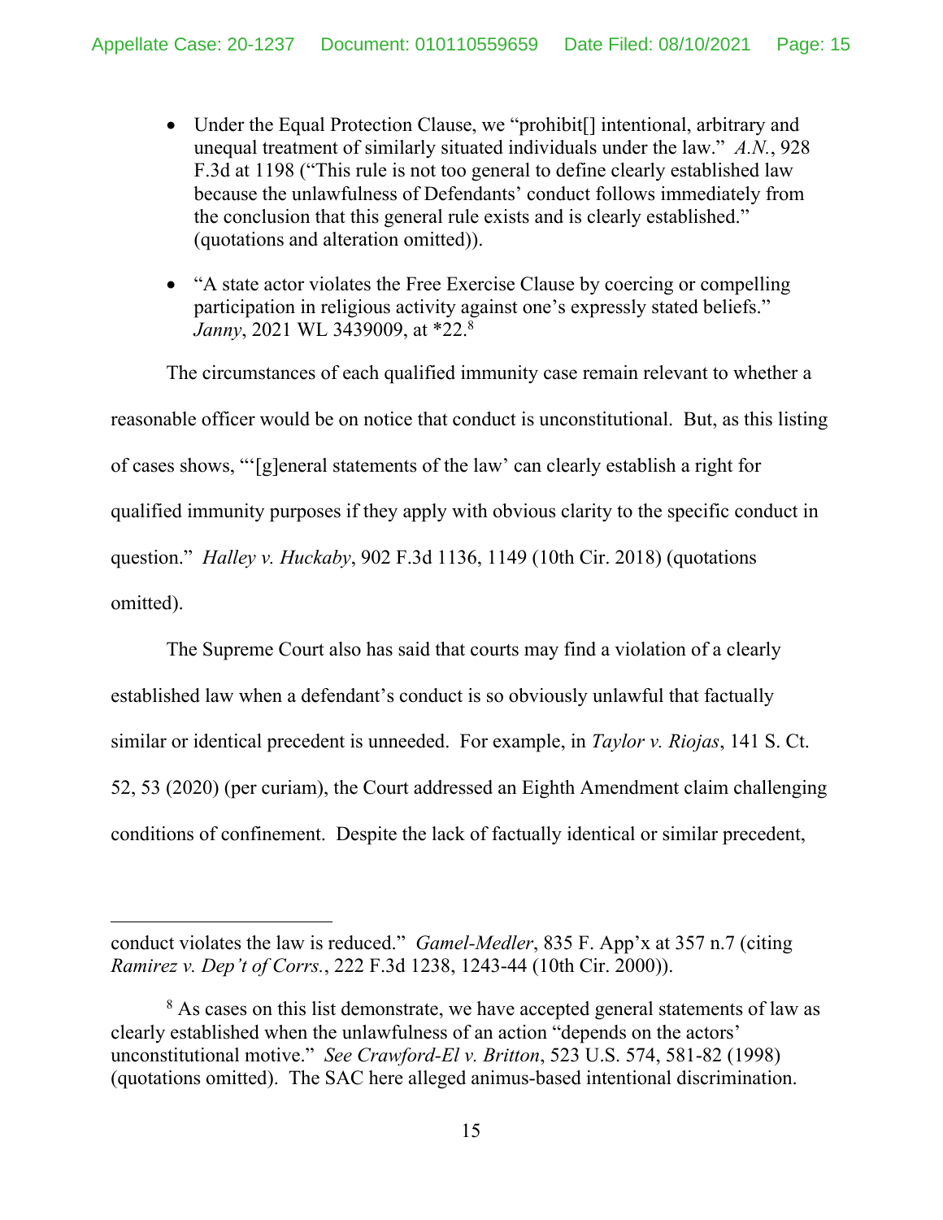- Under the Equal Protection Clause, we "prohibit[] intentional, arbitrary and unequal treatment of similarly situated individuals under the law." *A.N.*, 928 F.3d at 1198 ("This rule is not too general to define clearly established law because the unlawfulness of Defendants' conduct follows immediately from the conclusion that this general rule exists and is clearly established." (quotations and alteration omitted)).

- "A state actor violates the Free Exercise Clause by coercing or compelling participation in religious activity against one's expressly stated beliefs." *Janny*, 2021 WL 3439009, at *22.[8]

The circumstances of each qualified immunity case remain relevant to whether a reasonable officer would be on notice that conduct is unconstitutional. But, as this listing of cases shows, "'[g]eneral statements of the law' can clearly establish a right for qualified immunity purposes if they apply with obvious clarity to the specific conduct in question." *Halley v. Huckaby*, 902 F.3d 1136, 1149 (10th Cir. 2018) (quotations omitted).

The Supreme Court also has said that courts may find a violation of a clearly established law when a defendant's conduct is so obviously unlawful that factually similar or identical precedent is unneeded. For example, in *Taylor v. Riojas*, 141 S. Ct. 52, 53 (2020) (per curiam), the Court addressed an Eighth Amendment claim challenging conditions of confinement. Despite the lack of factually identical or similar precedent,

---

conduct violates the law is reduced." *Gamel-Medler*, 835 F. App'x at 357 n.7 (citing *Ramirez v. Dep't of Corrs.*, 222 F.3d 1238, 1243-44 (10th Cir. 2000)).

[8] As cases on this list demonstrate, we have accepted general statements of law as clearly established when the unlawfulness of an action "depends on the actors' unconstitutional motive." *See Crawford-El v. Britton*, 523 U.S. 574, 581-82 (1998) (quotations omitted). The SAC here alleged animus-based intentional discrimination.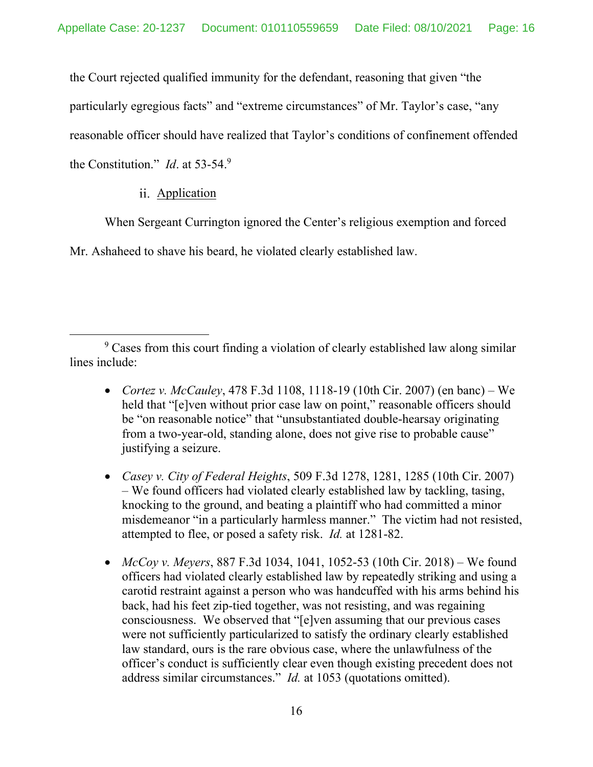the Court rejected qualified immunity for the defendant, reasoning that given "the particularly egregious facts" and "extreme circumstances" of Mr. Taylor's case, "any reasonable officer should have realized that Taylor's conditions of confinement offended the Constitution." *Id*. at 53-54.[9]

ii. Application

When Sergeant Currington ignored the Center's religious exemption and forced Mr. Ashaheed to shave his beard, he violated clearly established law.

---

[9] Cases from this court finding a violation of clearly established law along similar lines include:

- *Cortez v. McCauley*, 478 F.3d 1108, 1118-19 (10th Cir. 2007) (en banc) – We held that "[e]ven without prior case law on point," reasonable officers should be "on reasonable notice" that "unsubstantiated double-hearsay originating from a two-year-old, standing alone, does not give rise to probable cause" justifying a seizure.

- *Casey v. City of Federal Heights*, 509 F.3d 1278, 1281, 1285 (10th Cir. 2007) – We found officers had violated clearly established law by tackling, tasing, knocking to the ground, and beating a plaintiff who had committed a minor misdemeanor "in a particularly harmless manner." The victim had not resisted, attempted to flee, or posed a safety risk. *Id.* at 1281-82.

- *McCoy v. Meyers*, 887 F.3d 1034, 1041, 1052-53 (10th Cir. 2018) – We found officers had violated clearly established law by repeatedly striking and using a carotid restraint against a person who was handcuffed with his arms behind his back, had his feet zip-tied together, was not resisting, and was regaining consciousness. We observed that "[e]ven assuming that our previous cases were not sufficiently particularized to satisfy the ordinary clearly established law standard, ours is the rare obvious case, where the unlawfulness of the officer's conduct is sufficiently clear even though existing precedent does not address similar circumstances." *Id.* at 1053 (quotations omitted).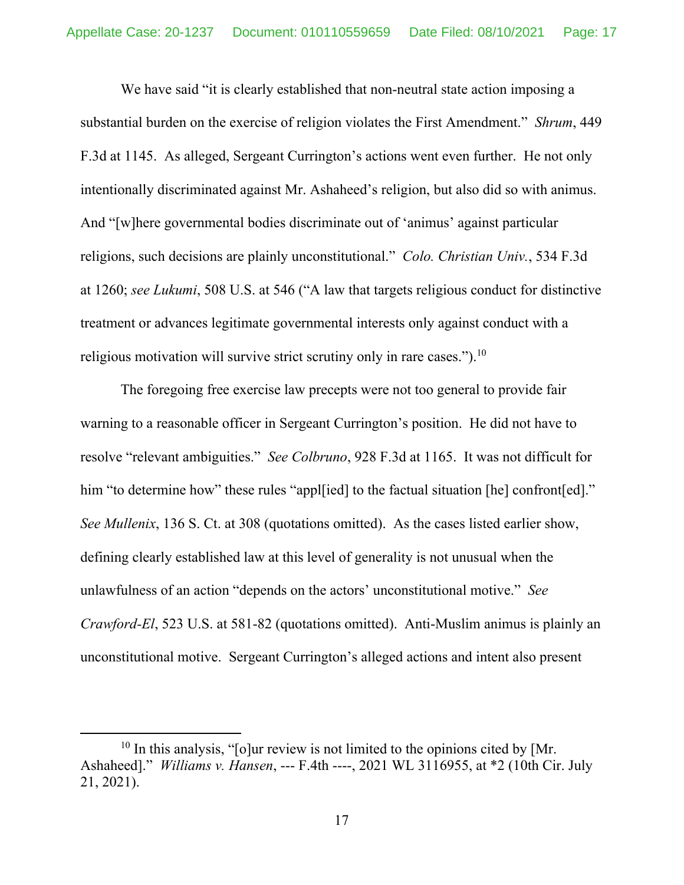We have said "it is clearly established that non-neutral state action imposing a substantial burden on the exercise of religion violates the First Amendment." *Shrum*, 449 F.3d at 1145. As alleged, Sergeant Currington's actions went even further. He not only intentionally discriminated against Mr. Ashaheed's religion, but also did so with animus. And "[w]here governmental bodies discriminate out of 'animus' against particular religions, such decisions are plainly unconstitutional." *Colo. Christian Univ.*, 534 F.3d at 1260; *see Lukumi*, 508 U.S. at 546 ("A law that targets religious conduct for distinctive treatment or advances legitimate governmental interests only against conduct with a religious motivation will survive strict scrutiny only in rare cases.").[10]

The foregoing free exercise law precepts were not too general to provide fair warning to a reasonable officer in Sergeant Currington's position. He did not have to resolve "relevant ambiguities." *See Colbruno*, 928 F.3d at 1165. It was not difficult for him "to determine how" these rules "appl[ied] to the factual situation [he] confront[ed]." *See Mullenix*, 136 S. Ct. at 308 (quotations omitted). As the cases listed earlier show, defining clearly established law at this level of generality is not unusual when the unlawfulness of an action "depends on the actors' unconstitutional motive." *See Crawford-El*, 523 U.S. at 581-82 (quotations omitted). Anti-Muslim animus is plainly an unconstitutional motive. Sergeant Currington's alleged actions and intent also present

[10] In this analysis, "[o]ur review is not limited to the opinions cited by [Mr. Ashaheed]." *Williams v. Hansen*, --- F.4th ----, 2021 WL 3116955, at *2 (10th Cir. July 21, 2021).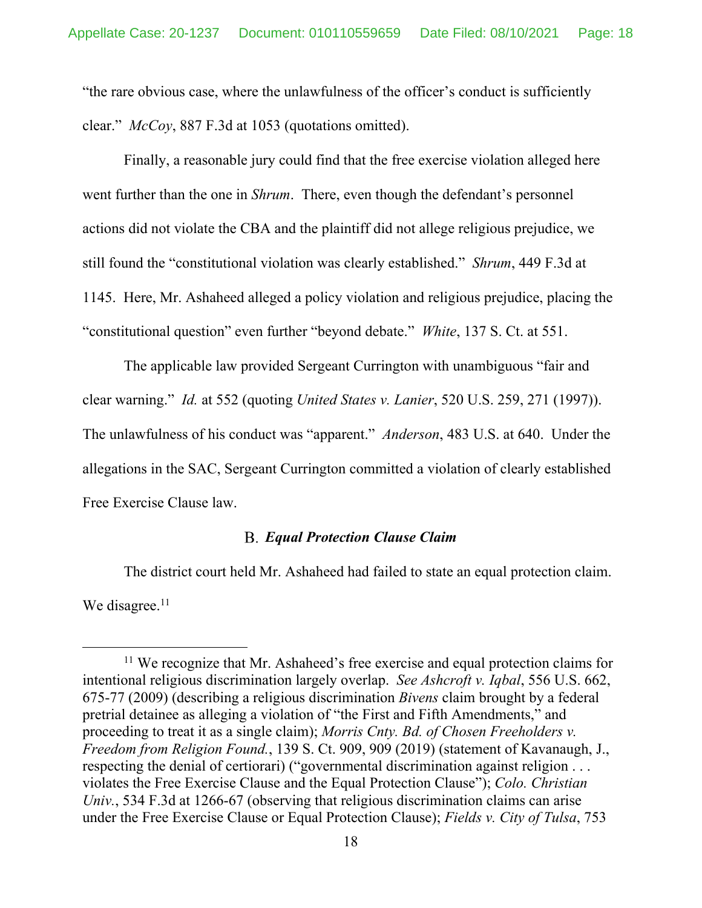"the rare obvious case, where the unlawfulness of the officer's conduct is sufficiently clear." *McCoy*, 887 F.3d at 1053 (quotations omitted).

Finally, a reasonable jury could find that the free exercise violation alleged here went further than the one in *Shrum*. There, even though the defendant's personnel actions did not violate the CBA and the plaintiff did not allege religious prejudice, we still found the "constitutional violation was clearly established." *Shrum*, 449 F.3d at 1145. Here, Mr. Ashaheed alleged a policy violation and religious prejudice, placing the "constitutional question" even further "beyond debate." *White*, 137 S. Ct. at 551.

The applicable law provided Sergeant Currington with unambiguous "fair and clear warning." *Id.* at 552 (quoting *United States v. Lanier*, 520 U.S. 259, 271 (1997)). The unlawfulness of his conduct was "apparent." *Anderson*, 483 U.S. at 640. Under the allegations in the SAC, Sergeant Currington committed a violation of clearly established Free Exercise Clause law.

### B. *Equal Protection Clause Claim*

The district court held Mr. Ashaheed had failed to state an equal protection claim. We disagree.[11]

---

[11] We recognize that Mr. Ashaheed's free exercise and equal protection claims for intentional religious discrimination largely overlap. *See Ashcroft v. Iqbal*, 556 U.S. 662, 675-77 (2009) (describing a religious discrimination *Bivens* claim brought by a federal pretrial detainee as alleging a violation of "the First and Fifth Amendments," and proceeding to treat it as a single claim); *Morris Cnty. Bd. of Chosen Freeholders v. Freedom from Religion Found.*, 139 S. Ct. 909, 909 (2019) (statement of Kavanaugh, J., respecting the denial of certiorari) ("governmental discrimination against religion . . . violates the Free Exercise Clause and the Equal Protection Clause"); *Colo. Christian Univ.*, 534 F.3d at 1266-67 (observing that religious discrimination claims can arise under the Free Exercise Clause or Equal Protection Clause); *Fields v. City of Tulsa*, 753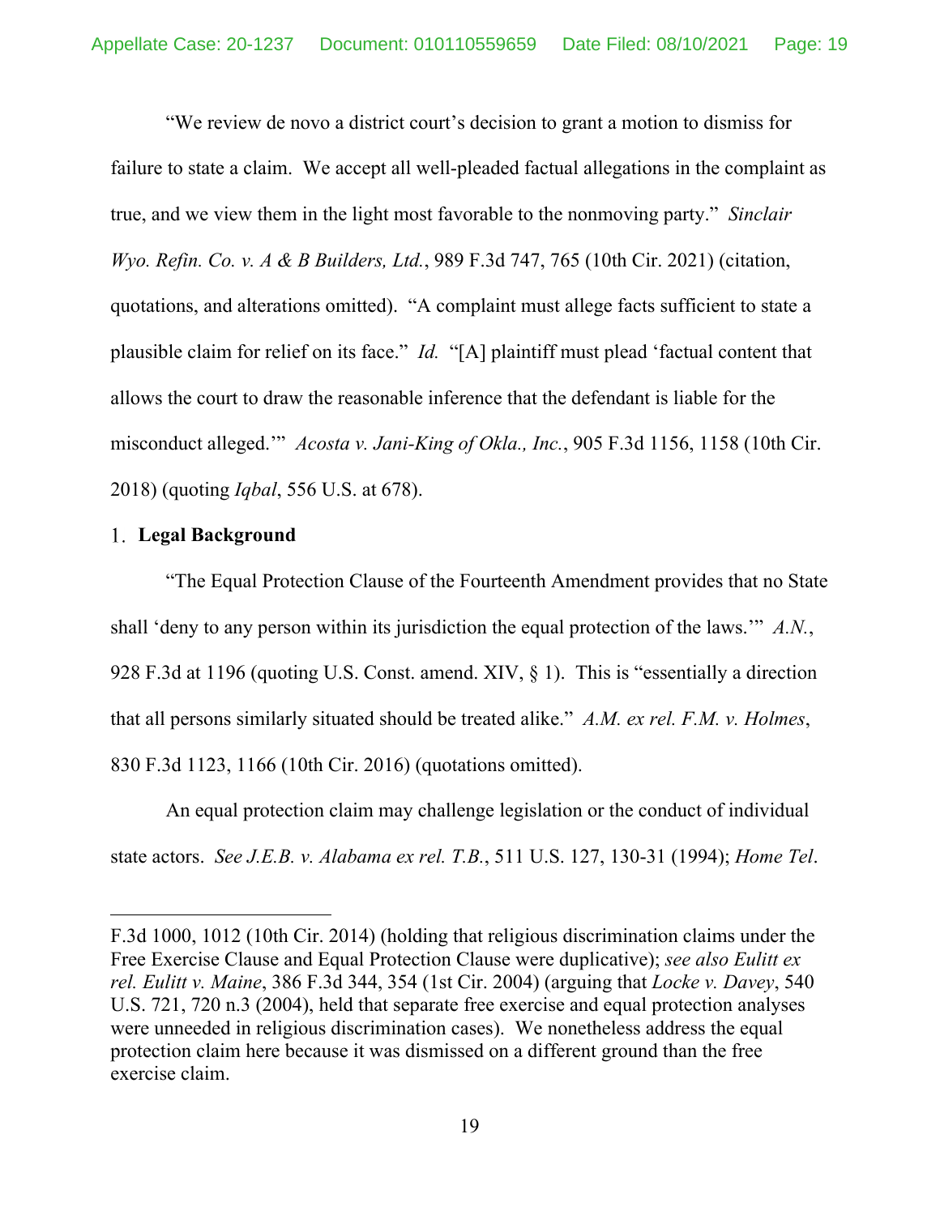"We review de novo a district court's decision to grant a motion to dismiss for failure to state a claim. We accept all well-pleaded factual allegations in the complaint as true, and we view them in the light most favorable to the nonmoving party." *Sinclair Wyo. Refin. Co. v. A & B Builders, Ltd.*, 989 F.3d 747, 765 (10th Cir. 2021) (citation, quotations, and alterations omitted). "A complaint must allege facts sufficient to state a plausible claim for relief on its face." *Id.* "[A] plaintiff must plead 'factual content that allows the court to draw the reasonable inference that the defendant is liable for the misconduct alleged.'" *Acosta v. Jani-King of Okla., Inc.*, 905 F.3d 1156, 1158 (10th Cir. 2018) (quoting *Iqbal*, 556 U.S. at 678).

### 1. Legal Background

"The Equal Protection Clause of the Fourteenth Amendment provides that no State shall 'deny to any person within its jurisdiction the equal protection of the laws.'" *A.N.*, 928 F.3d at 1196 (quoting U.S. Const. amend. XIV, § 1). This is "essentially a direction that all persons similarly situated should be treated alike." *A.M. ex rel. F.M. v. Holmes*, 830 F.3d 1123, 1166 (10th Cir. 2016) (quotations omitted).

An equal protection claim may challenge legislation or the conduct of individual state actors. *See J.E.B. v. Alabama ex rel. T.B.*, 511 U.S. 127, 130-31 (1994); *Home Tel*.

---

F.3d 1000, 1012 (10th Cir. 2014) (holding that religious discrimination claims under the Free Exercise Clause and Equal Protection Clause were duplicative); *see also Eulitt ex rel. Eulitt v. Maine*, 386 F.3d 344, 354 (1st Cir. 2004) (arguing that *Locke v. Davey*, 540 U.S. 721, 720 n.3 (2004), held that separate free exercise and equal protection analyses were unneeded in religious discrimination cases). We nonetheless address the equal protection claim here because it was dismissed on a different ground than the free exercise claim.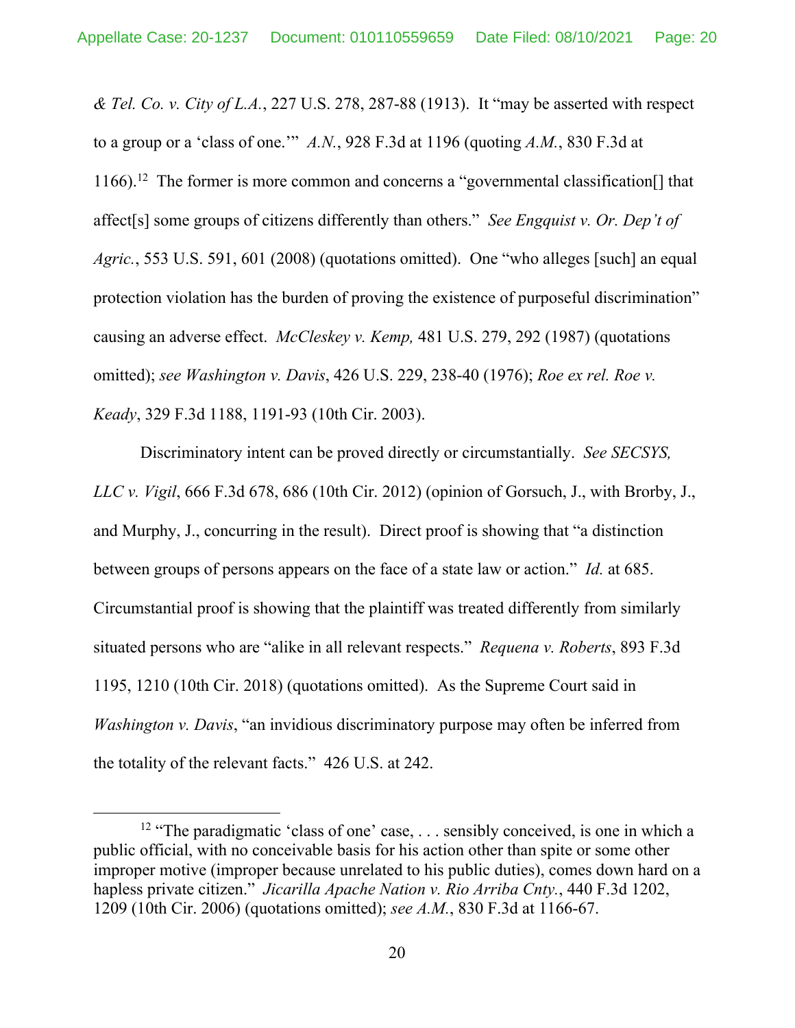*& Tel. Co. v. City of L.A.*, 227 U.S. 278, 287-88 (1913). It "may be asserted with respect to a group or a 'class of one.'" *A.N.*, 928 F.3d at 1196 (quoting *A.M.*, 830 F.3d at 1166).[12] The former is more common and concerns a "governmental classification[] that affect[s] some groups of citizens differently than others." *See Engquist v. Or. Dep't of Agric.*, 553 U.S. 591, 601 (2008) (quotations omitted). One "who alleges [such] an equal protection violation has the burden of proving the existence of purposeful discrimination" causing an adverse effect. *McCleskey v. Kemp,* 481 U.S. 279, 292 (1987) (quotations omitted); *see Washington v. Davis*, 426 U.S. 229, 238-40 (1976); *Roe ex rel. Roe v. Keady*, 329 F.3d 1188, 1191-93 (10th Cir. 2003).

Discriminatory intent can be proved directly or circumstantially. *See SECSYS, LLC v. Vigil*, 666 F.3d 678, 686 (10th Cir. 2012) (opinion of Gorsuch, J., with Brorby, J., and Murphy, J., concurring in the result). Direct proof is showing that "a distinction between groups of persons appears on the face of a state law or action." *Id.* at 685. Circumstantial proof is showing that the plaintiff was treated differently from similarly situated persons who are "alike in all relevant respects." *Requena v. Roberts*, 893 F.3d 1195, 1210 (10th Cir. 2018) (quotations omitted). As the Supreme Court said in *Washington v. Davis*, "an invidious discriminatory purpose may often be inferred from the totality of the relevant facts." 426 U.S. at 242.

[12] "The paradigmatic 'class of one' case, . . . sensibly conceived, is one in which a public official, with no conceivable basis for his action other than spite or some other improper motive (improper because unrelated to his public duties), comes down hard on a hapless private citizen." *Jicarilla Apache Nation v. Rio Arriba Cnty.*, 440 F.3d 1202, 1209 (10th Cir. 2006) (quotations omitted); *see A.M.*, 830 F.3d at 1166-67.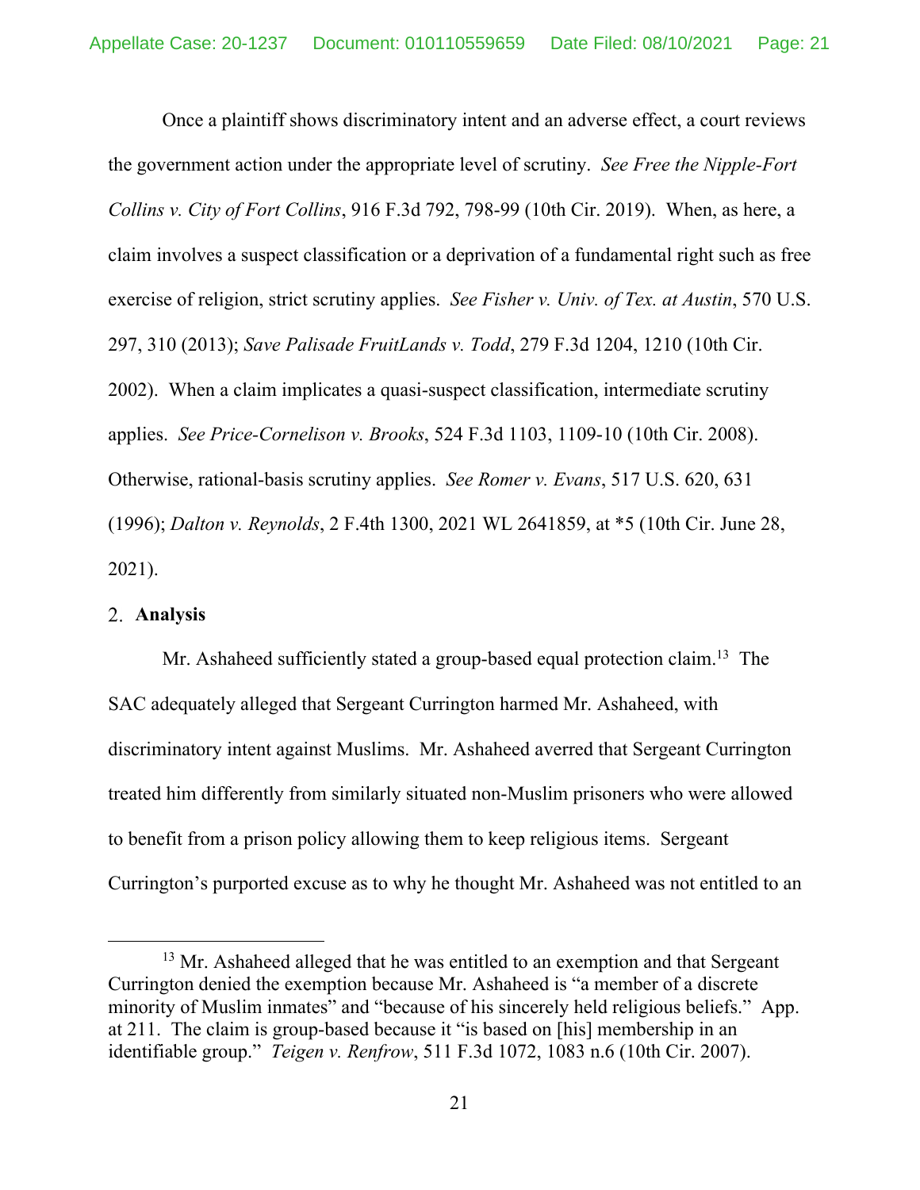Once a plaintiff shows discriminatory intent and an adverse effect, a court reviews the government action under the appropriate level of scrutiny. *See Free the Nipple-Fort Collins v. City of Fort Collins*, 916 F.3d 792, 798-99 (10th Cir. 2019). When, as here, a claim involves a suspect classification or a deprivation of a fundamental right such as free exercise of religion, strict scrutiny applies. *See Fisher v. Univ. of Tex. at Austin*, 570 U.S. 297, 310 (2013); *Save Palisade FruitLands v. Todd*, 279 F.3d 1204, 1210 (10th Cir. 2002). When a claim implicates a quasi-suspect classification, intermediate scrutiny applies. *See Price-Cornelison v. Brooks*, 524 F.3d 1103, 1109-10 (10th Cir. 2008). Otherwise, rational-basis scrutiny applies. *See Romer v. Evans*, 517 U.S. 620, 631 (1996); *Dalton v. Reynolds*, 2 F.4th 1300, 2021 WL 2641859, at *5 (10th Cir. June 28, 2021).

### 2. **Analysis**

Mr. Ashaheed sufficiently stated a group-based equal protection claim.[13] The SAC adequately alleged that Sergeant Currington harmed Mr. Ashaheed, with discriminatory intent against Muslims. Mr. Ashaheed averred that Sergeant Currington treated him differently from similarly situated non-Muslim prisoners who were allowed to benefit from a prison policy allowing them to keep religious items. Sergeant Currington's purported excuse as to why he thought Mr. Ashaheed was not entitled to an

---

[13] Mr. Ashaheed alleged that he was entitled to an exemption and that Sergeant Currington denied the exemption because Mr. Ashaheed is "a member of a discrete minority of Muslim inmates" and "because of his sincerely held religious beliefs." App. at 211. The claim is group-based because it "is based on [his] membership in an identifiable group." *Teigen v. Renfrow*, 511 F.3d 1072, 1083 n.6 (10th Cir. 2007).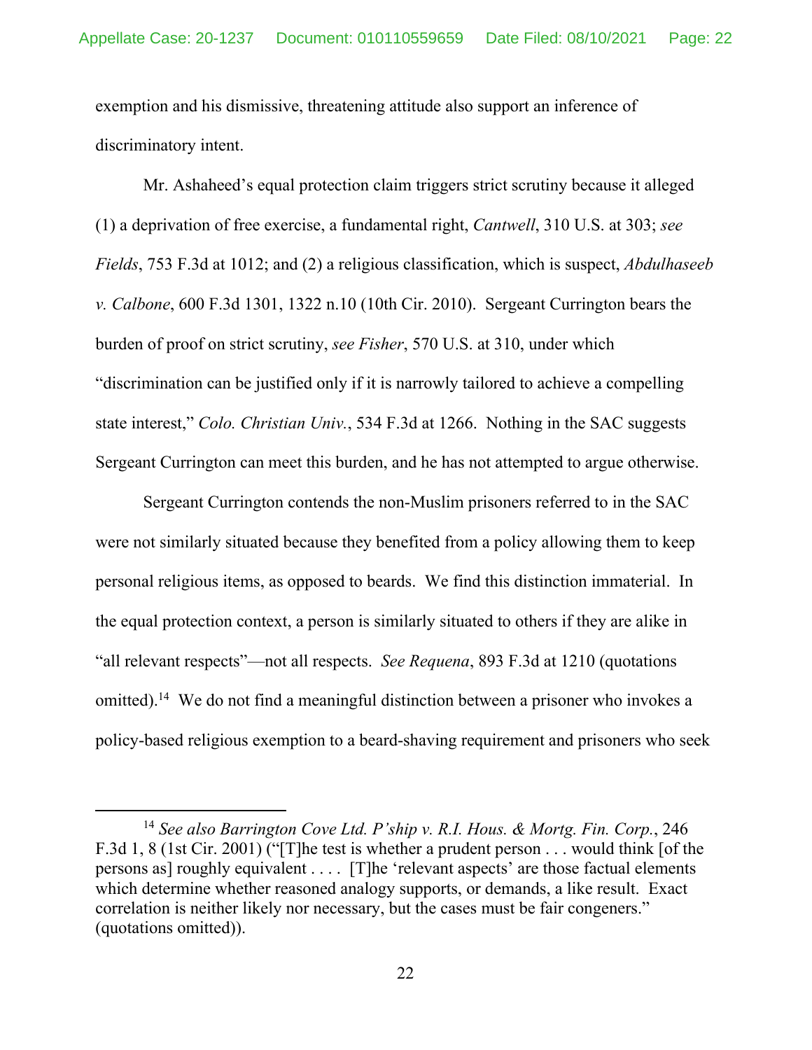exemption and his dismissive, threatening attitude also support an inference of discriminatory intent.

Mr. Ashaheed's equal protection claim triggers strict scrutiny because it alleged (1) a deprivation of free exercise, a fundamental right, *Cantwell*, 310 U.S. at 303; *see Fields*, 753 F.3d at 1012; and (2) a religious classification, which is suspect, *Abdulhaseeb v. Calbone*, 600 F.3d 1301, 1322 n.10 (10th Cir. 2010). Sergeant Currington bears the burden of proof on strict scrutiny, *see Fisher*, 570 U.S. at 310, under which "discrimination can be justified only if it is narrowly tailored to achieve a compelling state interest," *Colo. Christian Univ.*, 534 F.3d at 1266. Nothing in the SAC suggests Sergeant Currington can meet this burden, and he has not attempted to argue otherwise.

Sergeant Currington contends the non-Muslim prisoners referred to in the SAC were not similarly situated because they benefited from a policy allowing them to keep personal religious items, as opposed to beards. We find this distinction immaterial. In the equal protection context, a person is similarly situated to others if they are alike in "all relevant respects"—not all respects. *See Requena*, 893 F.3d at 1210 (quotations omitted).[14] We do not find a meaningful distinction between a prisoner who invokes a policy-based religious exemption to a beard-shaving requirement and prisoners who seek

[14] *See also Barrington Cove Ltd. P'ship v. R.I. Hous. & Mortg. Fin. Corp.*, 246 F.3d 1, 8 (1st Cir. 2001) ("[T]he test is whether a prudent person . . . would think [of the persons as] roughly equivalent . . . . [T]he 'relevant aspects' are those factual elements which determine whether reasoned analogy supports, or demands, a like result. Exact correlation is neither likely nor necessary, but the cases must be fair congeners." (quotations omitted)).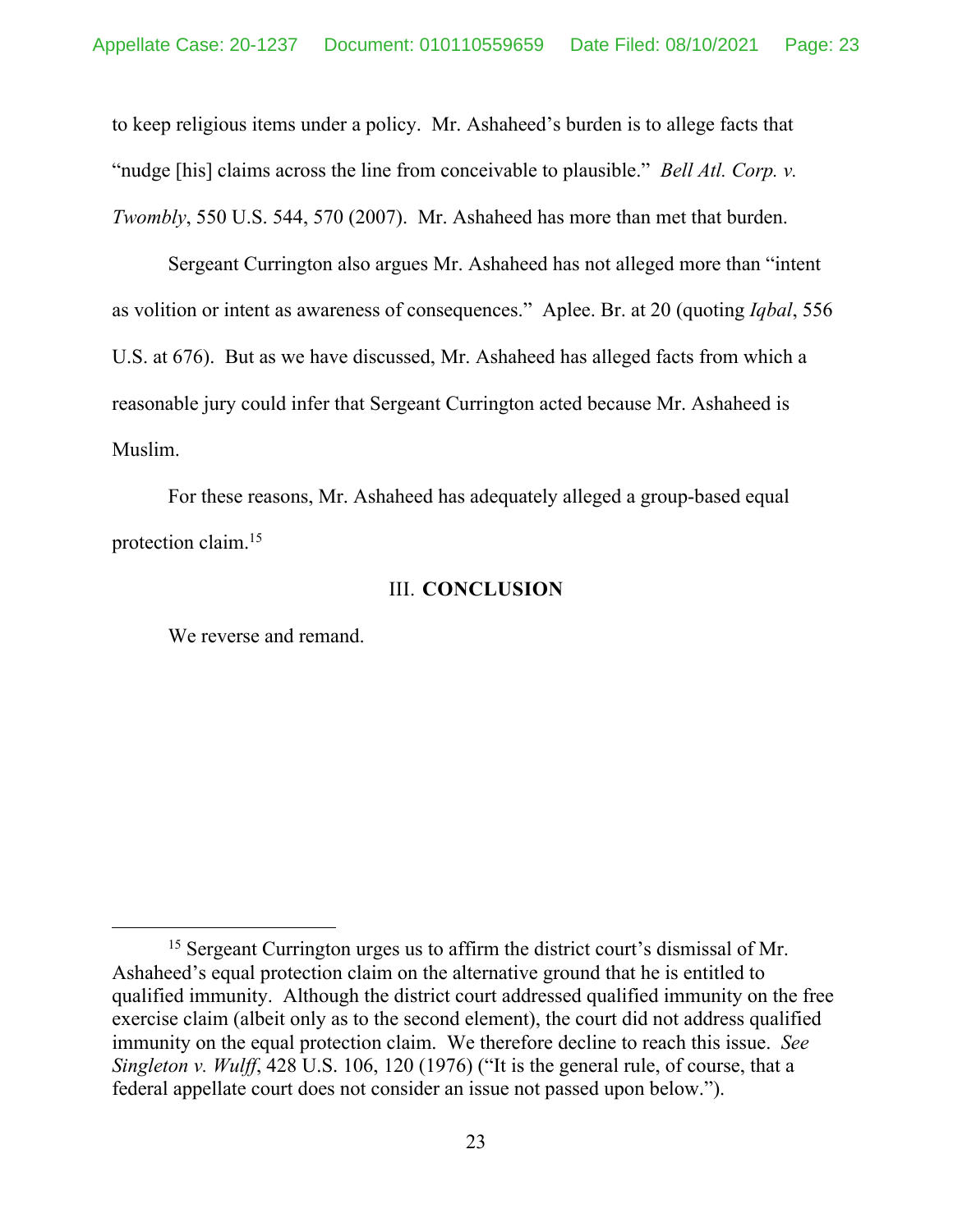to keep religious items under a policy. Mr. Ashaheed's burden is to allege facts that "nudge [his] claims across the line from conceivable to plausible." *Bell Atl. Corp. v. Twombly*, 550 U.S. 544, 570 (2007). Mr. Ashaheed has more than met that burden.

Sergeant Currington also argues Mr. Ashaheed has not alleged more than "intent as volition or intent as awareness of consequences." Aplee. Br. at 20 (quoting *Iqbal*, 556 U.S. at 676). But as we have discussed, Mr. Ashaheed has alleged facts from which a reasonable jury could infer that Sergeant Currington acted because Mr. Ashaheed is Muslim.

For these reasons, Mr. Ashaheed has adequately alleged a group-based equal protection claim.[15]

## III. **CONCLUSION**

We reverse and remand.

---

[15] Sergeant Currington urges us to affirm the district court's dismissal of Mr. Ashaheed's equal protection claim on the alternative ground that he is entitled to qualified immunity. Although the district court addressed qualified immunity on the free exercise claim (albeit only as to the second element), the court did not address qualified immunity on the equal protection claim. We therefore decline to reach this issue. *See Singleton v. Wulff*, 428 U.S. 106, 120 (1976) ("It is the general rule, of course, that a federal appellate court does not consider an issue not passed upon below.").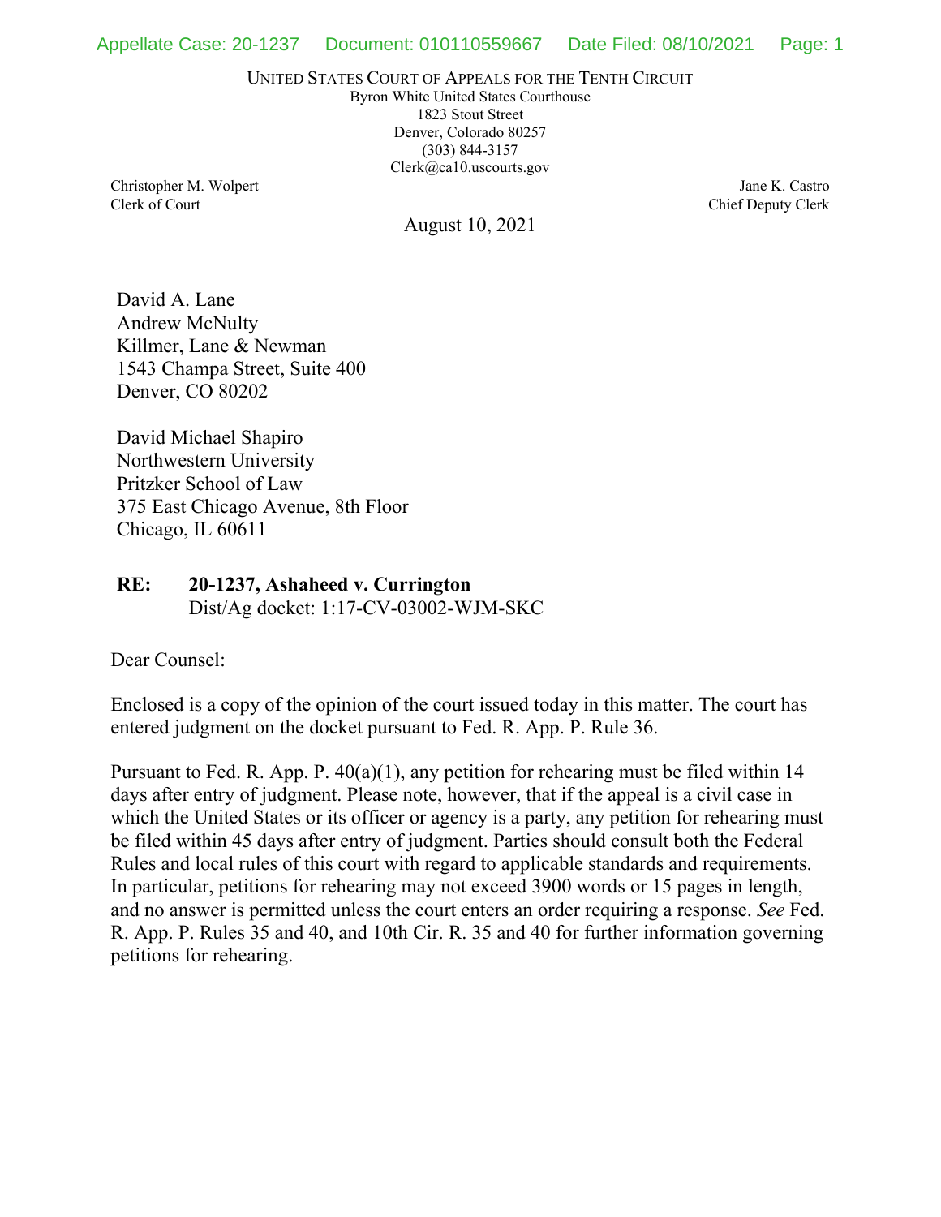UNITED STATES COURT OF APPEALS FOR THE TENTH CIRCUIT
Byron White United States Courthouse
1823 Stout Street
Denver, Colorado 80257
(303) 844-3157
Clerk@ca10.uscourts.gov

Christopher M. Wolpert
Clerk of Court

Jane K. Castro
Chief Deputy Clerk

August 10, 2021

David A. Lane
Andrew McNulty
Killmer, Lane & Newman
1543 Champa Street, Suite 400
Denver, CO 80202

David Michael Shapiro
Northwestern University
Pritzker School of Law
375 East Chicago Avenue, 8th Floor
Chicago, IL 60611

**RE: 20-1237, Ashaheed v. Currington**
Dist/Ag docket: 1:17-CV-03002-WJM-SKC

Dear Counsel:

Enclosed is a copy of the opinion of the court issued today in this matter. The court has entered judgment on the docket pursuant to Fed. R. App. P. Rule 36.

Pursuant to Fed. R. App. P. 40(a)(1), any petition for rehearing must be filed within 14 days after entry of judgment. Please note, however, that if the appeal is a civil case in which the United States or its officer or agency is a party, any petition for rehearing must be filed within 45 days after entry of judgment. Parties should consult both the Federal Rules and local rules of this court with regard to applicable standards and requirements. In particular, petitions for rehearing may not exceed 3900 words or 15 pages in length, and no answer is permitted unless the court enters an order requiring a response. *See* Fed. R. App. P. Rules 35 and 40, and 10th Cir. R. 35 and 40 for further information governing petitions for rehearing.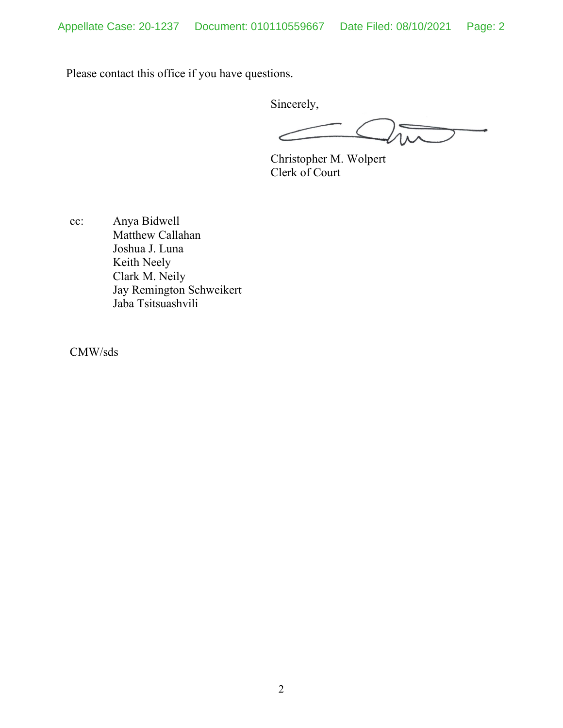Please contact this office if you have questions.

Sincerely,

Christopher M. Wolpert
Clerk of Court

cc: Anya Bidwell
Matthew Callahan
Joshua J. Luna
Keith Neely
Clark M. Neily
Jay Remington Schweikert
Jaba Tsitsuashvili

CMW/sds